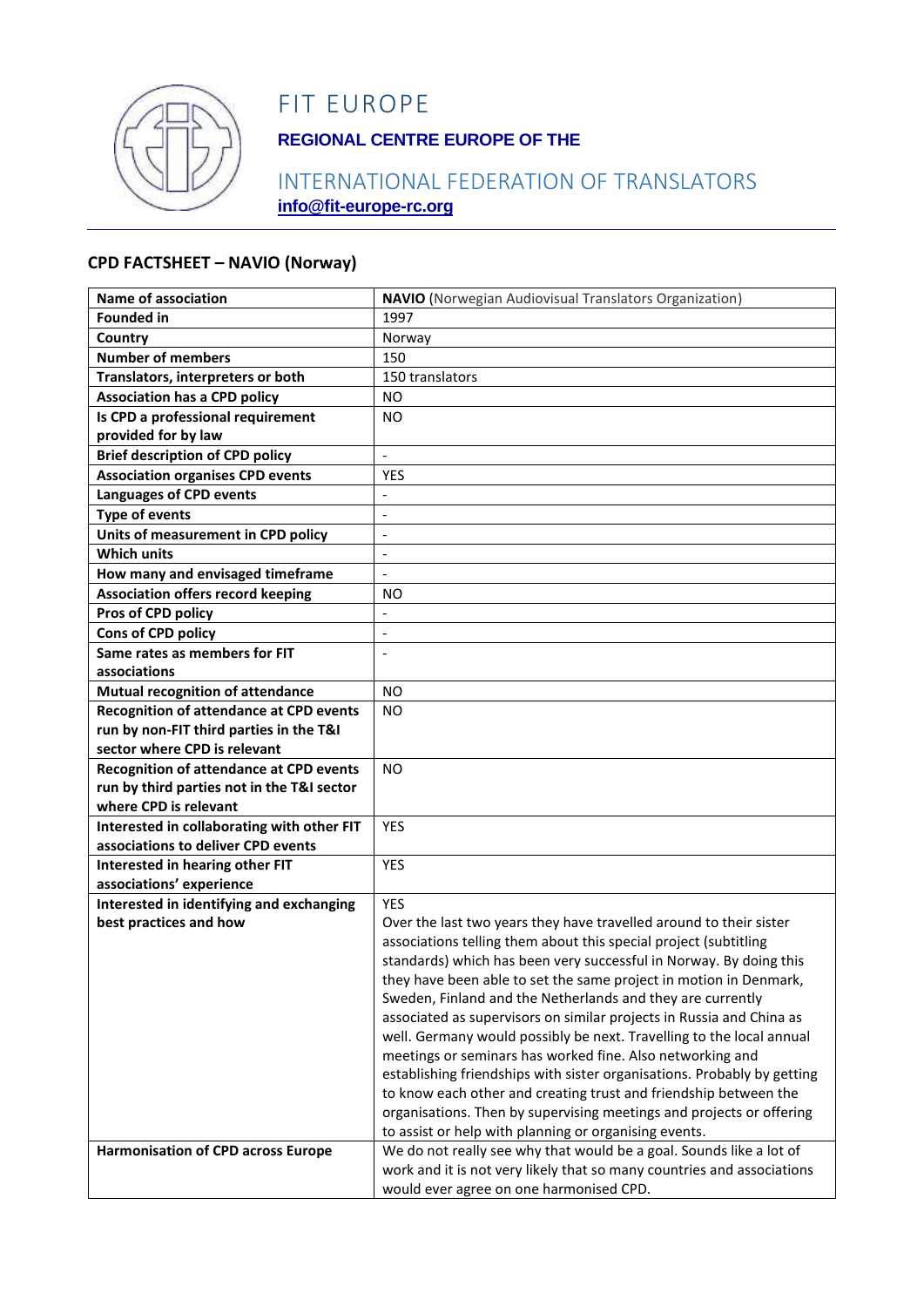# FIT EUROPE

**REGIONAL CENTRE EUROPE OF THE**

INTERNATIONAL FEDERATION OF TRANSLATORS

**info@fit-europe-rc.org**

## CPD FACTSHEET – NAVIO (Norway)

| **Name of association** | **NAVIO** (Norwegian Audiovisual Translators Organization) |
|---|---|
| **Founded in** | 1997 |
| **Country** | Norway |
| **Number of members** | 150 |
| **Translators, interpreters or both** | 150 translators |
| **Association has a CPD policy** | NO |
| **Is CPD a professional requirement provided for by law** | NO |
| **Brief description of CPD policy** | - |
| **Association organises CPD events** | YES |
| **Languages of CPD events** | - |
| **Type of events** | - |
| **Units of measurement in CPD policy** | - |
| **Which units** | - |
| **How many and envisaged timeframe** | - |
| **Association offers record keeping** | NO |
| **Pros of CPD policy** | - |
| **Cons of CPD policy** | - |
| **Same rates as members for FIT associations** | - |
| **Mutual recognition of attendance** | NO |
| **Recognition of attendance at CPD events run by non-FIT third parties in the T&I sector where CPD is relevant** | NO |
| **Recognition of attendance at CPD events run by third parties not in the T&I sector where CPD is relevant** | NO |
| **Interested in collaborating with other FIT associations to deliver CPD events** | YES |
| **Interested in hearing other FIT associations' experience** | YES |
| **Interested in identifying and exchanging best practices and how** | YES<br>Over the last two years they have travelled around to their sister associations telling them about this special project (subtitling standards) which has been very successful in Norway. By doing this they have been able to set the same project in motion in Denmark, Sweden, Finland and the Netherlands and they are currently associated as supervisors on similar projects in Russia and China as well. Germany would possibly be next. Travelling to the local annual meetings or seminars has worked fine. Also networking and establishing friendships with sister organisations. Probably by getting to know each other and creating trust and friendship between the organisations. Then by supervising meetings and projects or offering to assist or help with planning or organising events. |
| **Harmonisation of CPD across Europe** | We do not really see why that would be a goal. Sounds like a lot of work and it is not very likely that so many countries and associations would ever agree on one harmonised CPD. |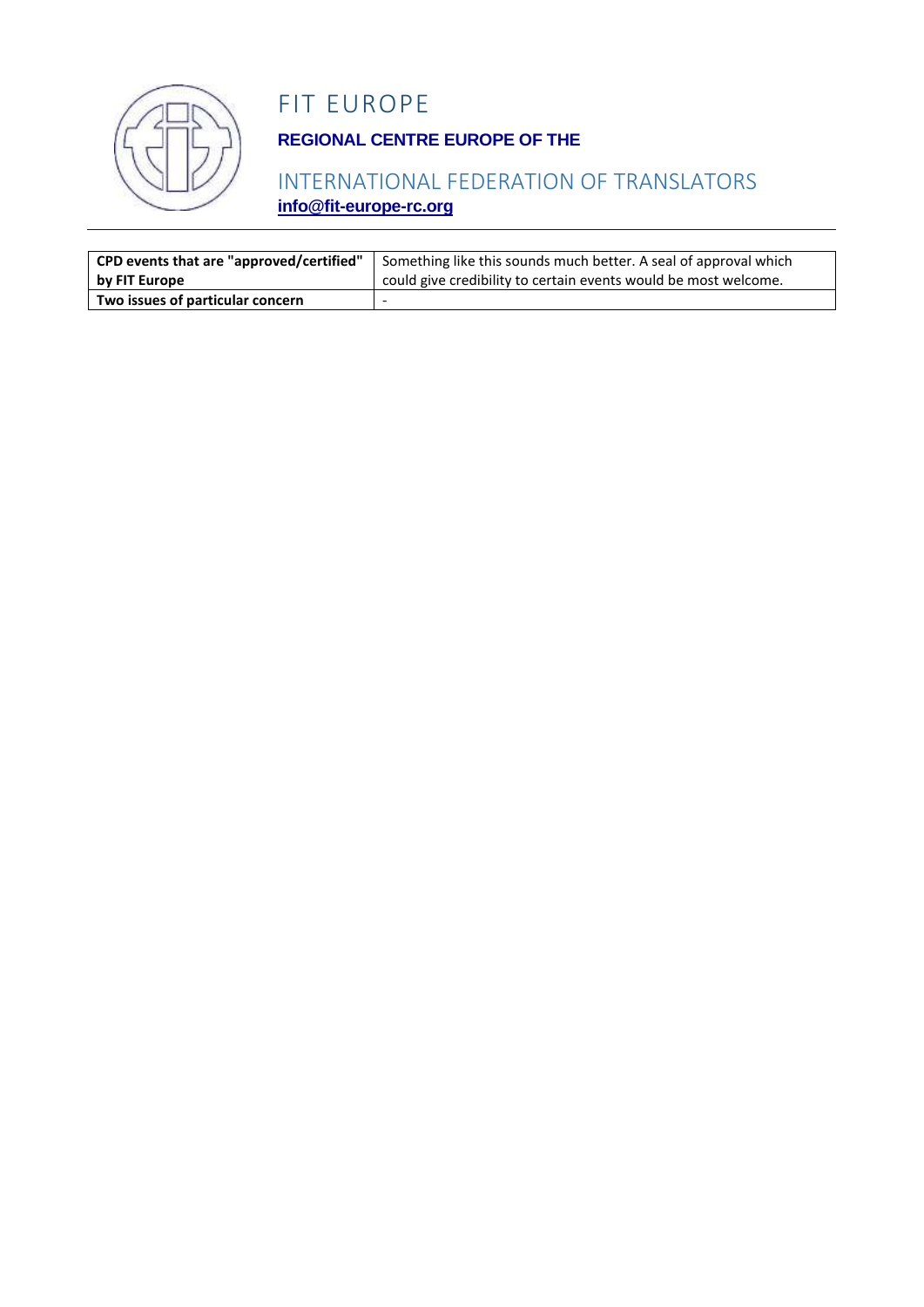# FIT EUROPE

**REGIONAL CENTRE EUROPE OF THE**

INTERNATIONAL FEDERATION OF TRANSLATORS

**info@fit-europe-rc.org**

| | |
|---|---|
| **CPD events that are "approved/certified" by FIT Europe** | Something like this sounds much better. A seal of approval which could give credibility to certain events would be most welcome. |
| **Two issues of particular concern** | - |